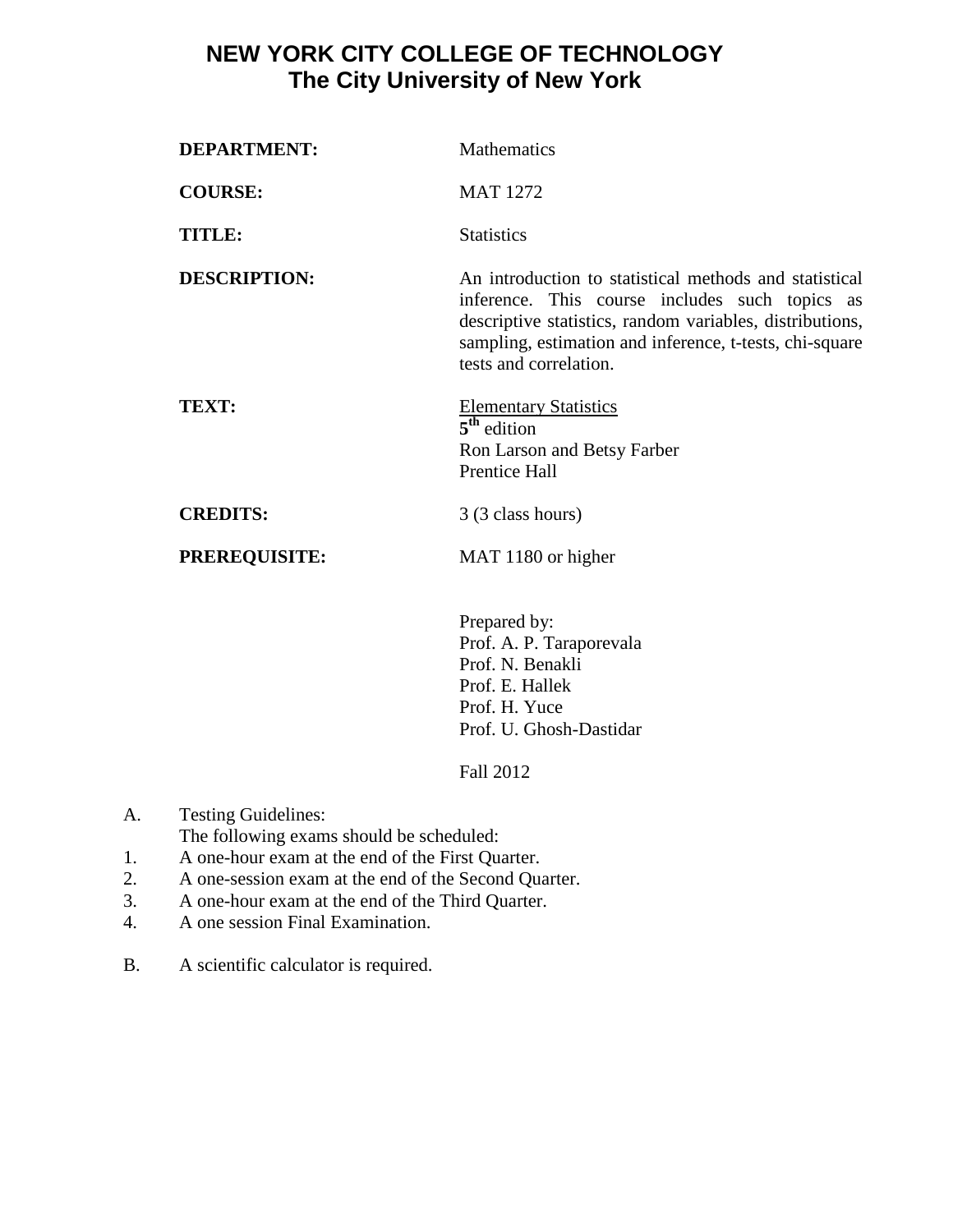# NEW YORK CITY COLLEGE OF TECHNOLOGY
## The City University of New York

**DEPARTMENT:** Mathematics

**COURSE:** MAT 1272

**TITLE:** Statistics

**DESCRIPTION:** An introduction to statistical methods and statistical inference. This course includes such topics as descriptive statistics, random variables, distributions, sampling, estimation and inference, t-tests, chi-square tests and correlation.

**TEXT:** Elementary Statistics
**5th** edition
Ron Larson and Betsy Farber
Prentice Hall

**CREDITS:** 3 (3 class hours)

**PREREQUISITE:** MAT 1180 or higher

Prepared by:
Prof. A. P. Taraporevala
Prof. N. Benakli
Prof. E. Hallek
Prof. H. Yuce
Prof. U. Ghosh-Dastidar

Fall 2012

A. Testing Guidelines:
The following exams should be scheduled:
1. A one-hour exam at the end of the First Quarter.
2. A one-session exam at the end of the Second Quarter.
3. A one-hour exam at the end of the Third Quarter.
4. A one session Final Examination.

B. A scientific calculator is required.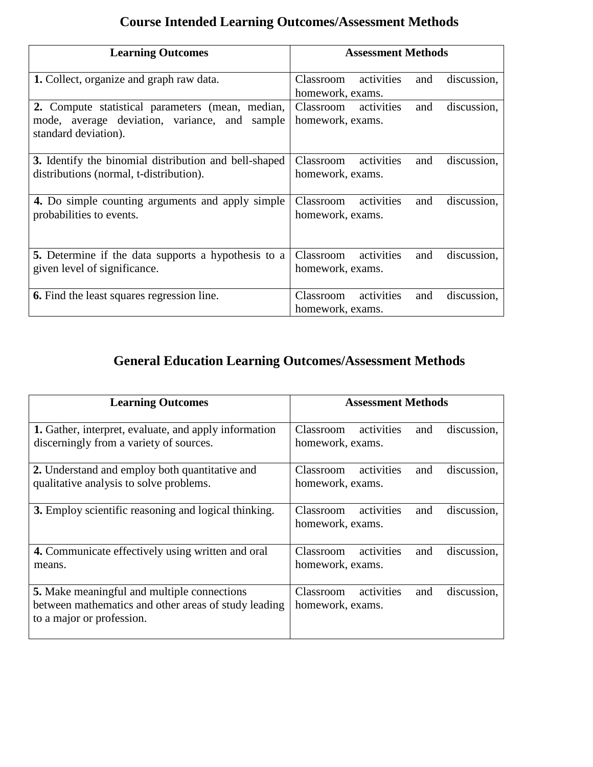## Course Intended Learning Outcomes/Assessment Methods

| Learning Outcomes | Assessment Methods |
|---|---|
| **1.** Collect, organize and graph raw data. | Classroom activities and discussion, homework, exams. |
| **2.** Compute statistical parameters (mean, median, mode, average deviation, variance, and sample standard deviation). | Classroom activities and discussion, homework, exams. |
| **3.** Identify the binomial distribution and bell-shaped distributions (normal, t-distribution). | Classroom activities and discussion, homework, exams. |
| **4.** Do simple counting arguments and apply simple probabilities to events. | Classroom activities and discussion, homework, exams. |
| **5.** Determine if the data supports a hypothesis to a given level of significance. | Classroom activities and discussion, homework, exams. |
| **6.** Find the least squares regression line. | Classroom activities and discussion, homework, exams. |

## General Education Learning Outcomes/Assessment Methods

| Learning Outcomes | Assessment Methods |
|---|---|
| **1.** Gather, interpret, evaluate, and apply information discerningly from a variety of sources. | Classroom activities and discussion, homework, exams. |
| **2.** Understand and employ both quantitative and qualitative analysis to solve problems. | Classroom activities and discussion, homework, exams. |
| **3.** Employ scientific reasoning and logical thinking. | Classroom activities and discussion, homework, exams. |
| **4.** Communicate effectively using written and oral means. | Classroom activities and discussion, homework, exams. |
| **5.** Make meaningful and multiple connections between mathematics and other areas of study leading to a major or profession. | Classroom activities and discussion, homework, exams. |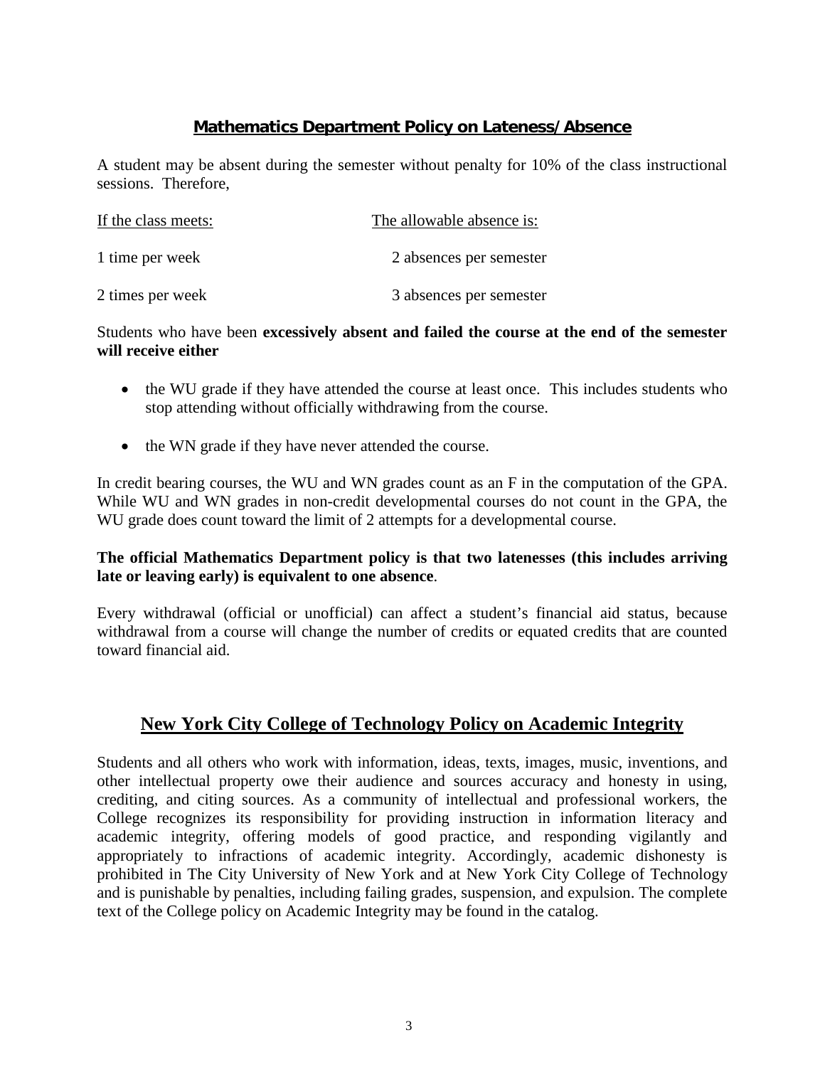## Mathematics Department Policy on Lateness/Absence

A student may be absent during the semester without penalty for 10% of the class instructional sessions. Therefore,

| If the class meets: | The allowable absence is: |
| --- | --- |
| 1 time per week | 2 absences per semester |
| 2 times per week | 3 absences per semester |

Students who have been **excessively absent and failed the course at the end of the semester will receive either**

- the WU grade if they have attended the course at least once. This includes students who stop attending without officially withdrawing from the course.
- the WN grade if they have never attended the course.

In credit bearing courses, the WU and WN grades count as an F in the computation of the GPA. While WU and WN grades in non-credit developmental courses do not count in the GPA, the WU grade does count toward the limit of 2 attempts for a developmental course.

**The official Mathematics Department policy is that two latenesses (this includes arriving late or leaving early) is equivalent to one absence**.

Every withdrawal (official or unofficial) can affect a student's financial aid status, because withdrawal from a course will change the number of credits or equated credits that are counted toward financial aid.

## New York City College of Technology Policy on Academic Integrity

Students and all others who work with information, ideas, texts, images, music, inventions, and other intellectual property owe their audience and sources accuracy and honesty in using, crediting, and citing sources. As a community of intellectual and professional workers, the College recognizes its responsibility for providing instruction in information literacy and academic integrity, offering models of good practice, and responding vigilantly and appropriately to infractions of academic integrity. Accordingly, academic dishonesty is prohibited in The City University of New York and at New York City College of Technology and is punishable by penalties, including failing grades, suspension, and expulsion. The complete text of the College policy on Academic Integrity may be found in the catalog.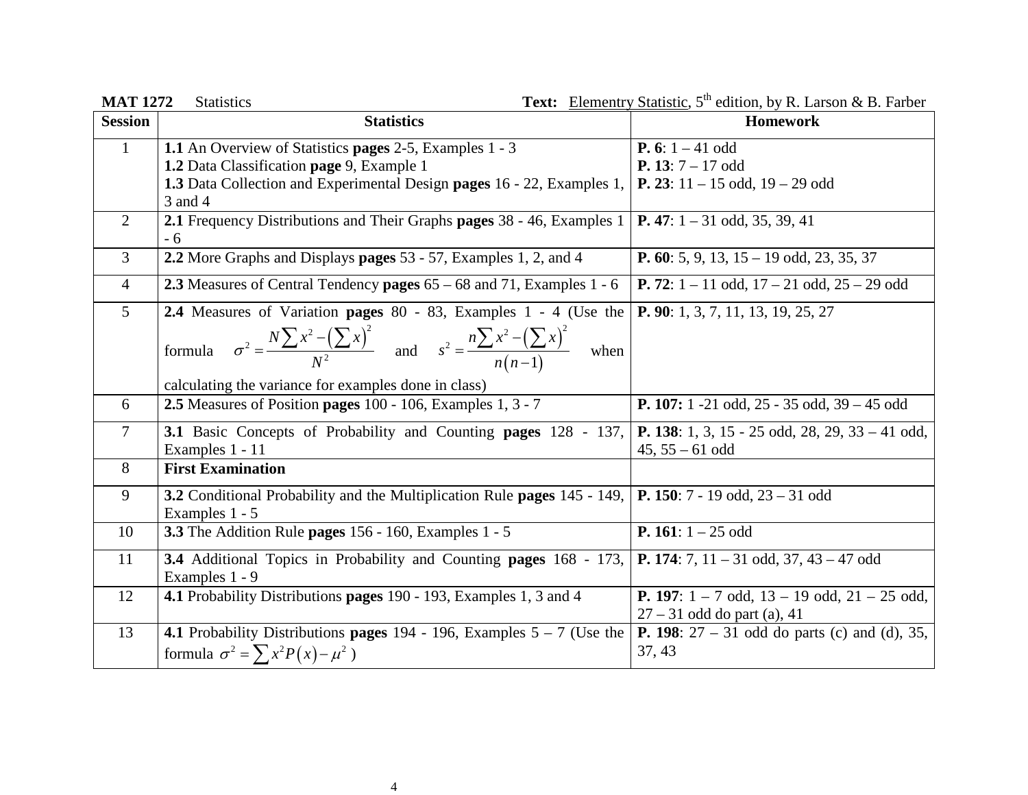**MAT 1272** Statistics **Text:** Elementry Statistic, 5th edition, by R. Larson & B. Farber

| Session | Statistics | Homework |
|---|---|---|
| 1 | **1.1** An Overview of Statistics **pages** 2-5, Examples 1 - 3<br>**1.2** Data Classification **page** 9, Example 1<br>**1.3** Data Collection and Experimental Design **pages** 16 - 22, Examples 1, 3 and 4 | **P. 6**: 1 – 41 odd<br>**P. 13**: 7 – 17 odd<br>**P. 23**: 11 – 15 odd, 19 – 29 odd |
| 2 | **2.1** Frequency Distributions and Their Graphs **pages** 38 - 46, Examples 1 - 6 | **P. 47**: 1 – 31 odd, 35, 39, 41 |
| 3 | **2.2** More Graphs and Displays **pages** 53 - 57, Examples 1, 2, and 4 | **P. 60**: 5, 9, 13, 15 – 19 odd, 23, 35, 37 |
| 4 | **2.3** Measures of Central Tendency **pages** 65 – 68 and 71, Examples 1 - 6 | **P. 72**: 1 – 11 odd, 17 – 21 odd, 25 – 29 odd |
| 5 | **2.4** Measures of Variation **pages** 80 - 83, Examples 1 - 4 (Use the formula $\sigma^2 = \dfrac{N\sum x^2 - \left(\sum x\right)^2}{N^2}$ and $s^2 = \dfrac{n\sum x^2 - \left(\sum x\right)^2}{n(n-1)}$ when calculating the variance for examples done in class) | **P. 90**: 1, 3, 7, 11, 13, 19, 25, 27 |
| 6 | **2.5** Measures of Position **pages** 100 - 106, Examples 1, 3 - 7 | **P. 107:** 1 -21 odd, 25 - 35 odd, 39 – 45 odd |
| 7 | **3.1** Basic Concepts of Probability and Counting **pages** 128 - 137, Examples 1 - 11 | **P. 138**: 1, 3, 15 - 25 odd, 28, 29, 33 – 41 odd, 45, 55 – 61 odd |
| 8 | **First Examination** | |
| 9 | **3.2** Conditional Probability and the Multiplication Rule **pages** 145 - 149, Examples 1 - 5 | **P. 150**: 7 - 19 odd, 23 – 31 odd |
| 10 | **3.3** The Addition Rule **pages** 156 - 160, Examples 1 - 5 | **P. 161**: 1 – 25 odd |
| 11 | **3.4** Additional Topics in Probability and Counting **pages** 168 - 173, Examples 1 - 9 | **P. 174**: 7, 11 – 31 odd, 37, 43 – 47 odd |
| 12 | **4.1** Probability Distributions **pages** 190 - 193, Examples 1, 3 and 4 | **P. 197**: 1 – 7 odd, 13 – 19 odd, 21 – 25 odd, 27 – 31 odd do part (a), 41 |
| 13 | **4.1** Probability Distributions **pages** 194 - 196, Examples 5 – 7 (Use the formula $\sigma^2 = \sum x^2 P(x) - \mu^2$ ) | **P. 198**: 27 – 31 odd do parts (c) and (d), 35, 37, 43 |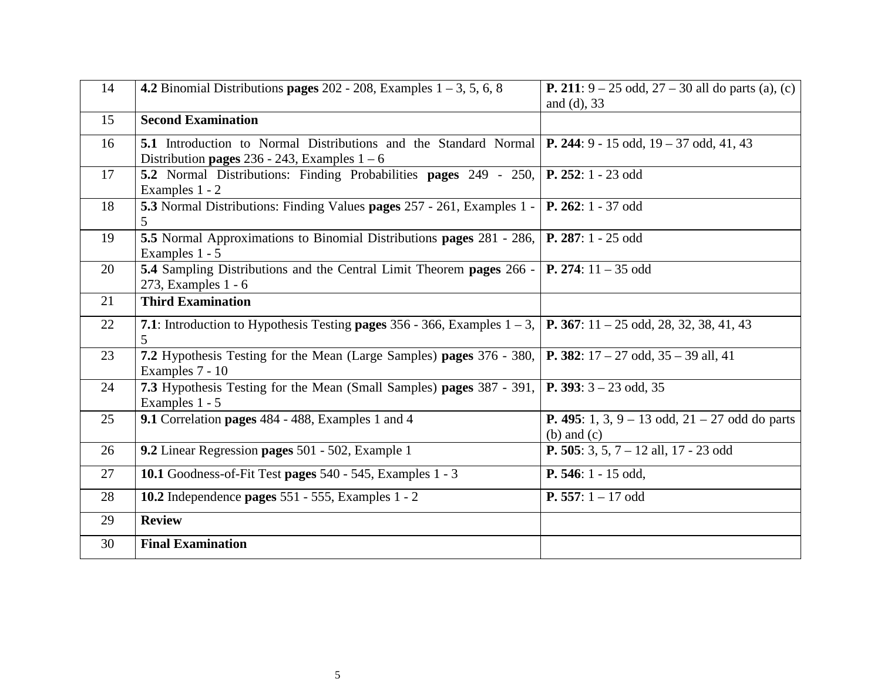| | | |
|---|---|---|
| 14 | **4.2** Binomial Distributions **pages** 202 - 208, Examples 1 – 3, 5, 6, 8 | **P. 211**: 9 – 25 odd, 27 – 30 all do parts (a), (c) and (d), 33 |
| 15 | **Second Examination** | |
| 16 | **5.1** Introduction to Normal Distributions and the Standard Normal Distribution **pages** 236 - 243, Examples 1 – 6 | **P. 244**: 9 - 15 odd, 19 – 37 odd, 41, 43 |
| 17 | **5.2** Normal Distributions: Finding Probabilities **pages** 249 - 250, Examples 1 - 2 | **P. 252**: 1 - 23 odd |
| 18 | **5.3** Normal Distributions: Finding Values **pages** 257 - 261, Examples 1 - 5 | **P. 262**: 1 - 37 odd |
| 19 | **5.5** Normal Approximations to Binomial Distributions **pages** 281 - 286, Examples 1 - 5 | **P. 287**: 1 - 25 odd |
| 20 | **5.4** Sampling Distributions and the Central Limit Theorem **pages** 266 - 273, Examples 1 - 6 | **P. 274**: 11 – 35 odd |
| 21 | **Third Examination** | |
| 22 | **7.1**: Introduction to Hypothesis Testing **pages** 356 - 366, Examples 1 – 3, 5 | **P. 367**: 11 – 25 odd, 28, 32, 38, 41, 43 |
| 23 | **7.2** Hypothesis Testing for the Mean (Large Samples) **pages** 376 - 380, Examples 7 - 10 | **P. 382**: 17 – 27 odd, 35 – 39 all, 41 |
| 24 | **7.3** Hypothesis Testing for the Mean (Small Samples) **pages** 387 - 391, Examples 1 - 5 | **P. 393**: 3 – 23 odd, 35 |
| 25 | **9.1** Correlation **pages** 484 - 488, Examples 1 and 4 | **P. 495**: 1, 3, 9 – 13 odd, 21 – 27 odd do parts (b) and (c) |
| 26 | **9.2** Linear Regression **pages** 501 - 502, Example 1 | **P. 505**: 3, 5, 7 – 12 all, 17 - 23 odd |
| 27 | **10.1** Goodness-of-Fit Test **pages** 540 - 545, Examples 1 - 3 | **P. 546**: 1 - 15 odd, |
| 28 | **10.2** Independence **pages** 551 - 555, Examples 1 - 2 | **P. 557**: 1 – 17 odd |
| 29 | **Review** | |
| 30 | **Final Examination** | |